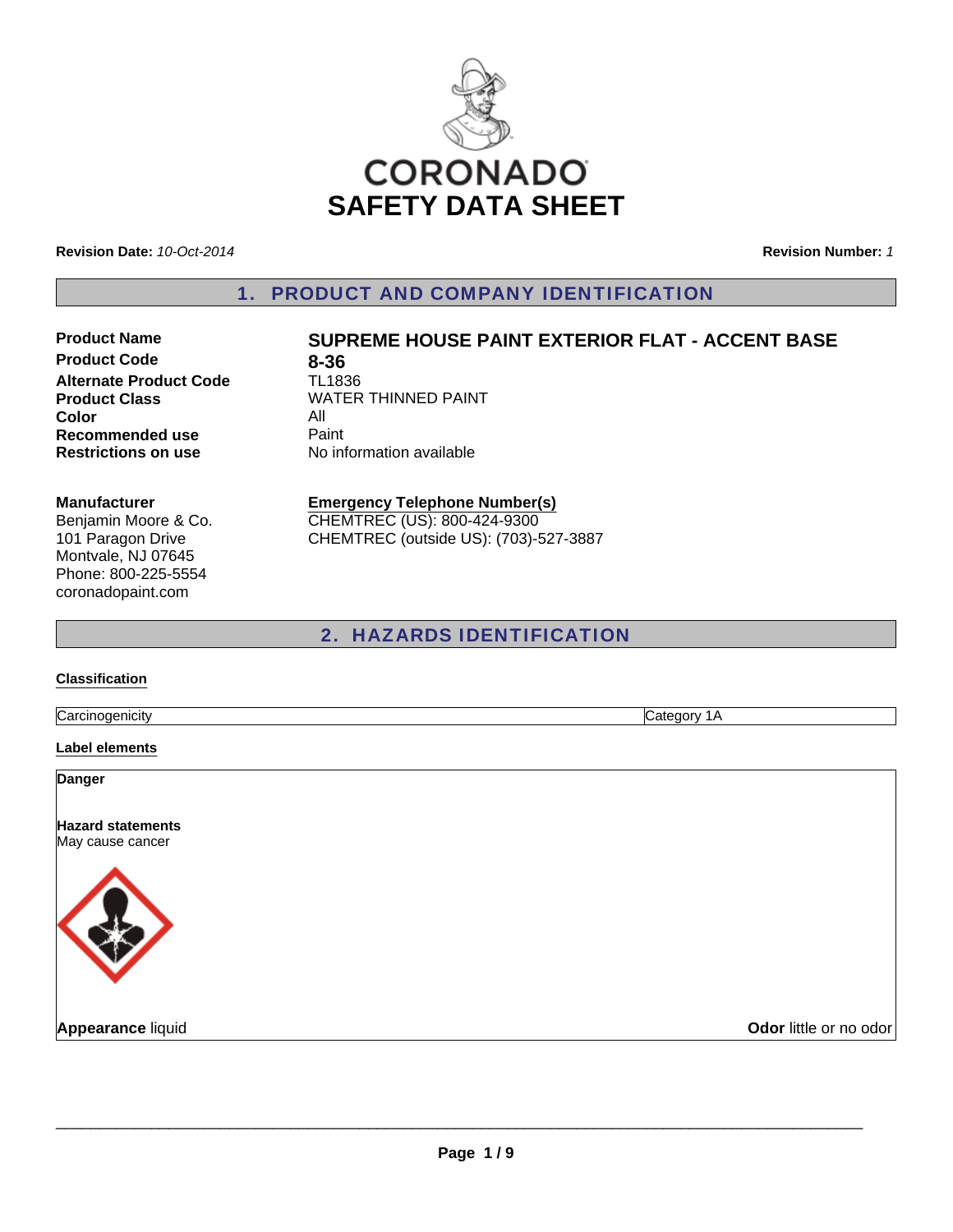CORONADO

# SAFETY DATA SHEET

**Revision Date:** *10-Oct-2014* **Revision Number:** *1*

## 1. PRODUCT AND COMPANY IDENTIFICATION

| | |
|---|---|
| **Product Name** | **SUPREME HOUSE PAINT EXTERIOR FLAT - ACCENT BASE** |
| **Product Code** | **8-36** |
| **Alternate Product Code** | TL1836 |
| **Product Class** | WATER THINNED PAINT |
| **Color** | All |
| **Recommended use** | Paint |
| **Restrictions on use** | No information available |

**Manufacturer**
Benjamin Moore & Co.
101 Paragon Drive
Montvale, NJ 07645
Phone: 800-225-5554
coronadopaint.com

**Emergency Telephone Number(s)**
CHEMTREC (US): 800-424-9300
CHEMTREC (outside US): (703)-527-3887

## 2. HAZARDS IDENTIFICATION

**Classification**

| | |
|---|---|
| Carcinogenicity | Category 1A |

**Label elements**

**Danger**

**Hazard statements**
May cause cancer

**Appearance** liquid **Odor** little or no odor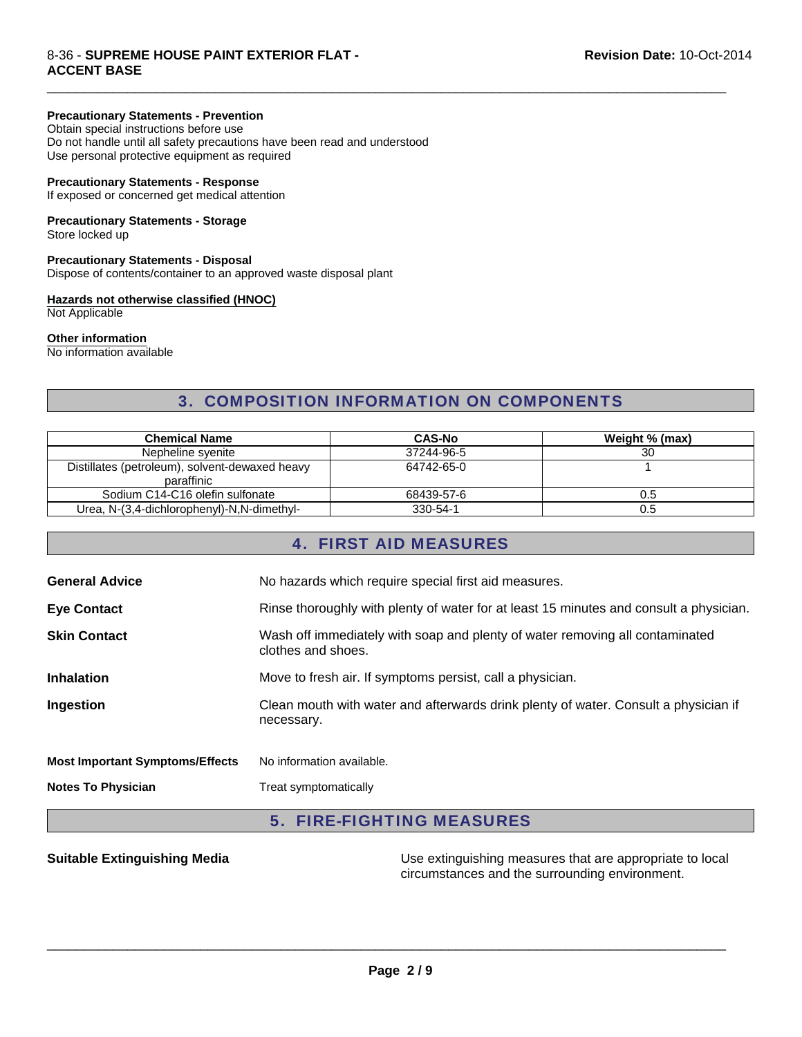**Precautionary Statements - Prevention**
Obtain special instructions before use
Do not handle until all safety precautions have been read and understood
Use personal protective equipment as required

**Precautionary Statements - Response**
If exposed or concerned get medical attention

**Precautionary Statements - Storage**
Store locked up

**Precautionary Statements - Disposal**
Dispose of contents/container to an approved waste disposal plant

**Hazards not otherwise classified (HNOC)**
Not Applicable

**Other information**
No information available

## 3. COMPOSITION INFORMATION ON COMPONENTS

| Chemical Name | CAS-No | Weight % (max) |
|---|---|---|
| Nepheline syenite | 37244-96-5 | 30 |
| Distillates (petroleum), solvent-dewaxed heavy paraffinic | 64742-65-0 | 1 |
| Sodium C14-C16 olefin sulfonate | 68439-57-6 | 0.5 |
| Urea, N-(3,4-dichlorophenyl)-N,N-dimethyl- | 330-54-1 | 0.5 |

## 4. FIRST AID MEASURES

**General Advice** No hazards which require special first aid measures.

**Eye Contact** Rinse thoroughly with plenty of water for at least 15 minutes and consult a physician.

**Skin Contact** Wash off immediately with soap and plenty of water removing all contaminated clothes and shoes.

**Inhalation** Move to fresh air. If symptoms persist, call a physician.

**Ingestion** Clean mouth with water and afterwards drink plenty of water. Consult a physician if necessary.

**Most Important Symptoms/Effects** No information available.

**Notes To Physician** Treat symptomatically

## 5. FIRE-FIGHTING MEASURES

**Suitable Extinguishing Media** Use extinguishing measures that are appropriate to local circumstances and the surrounding environment.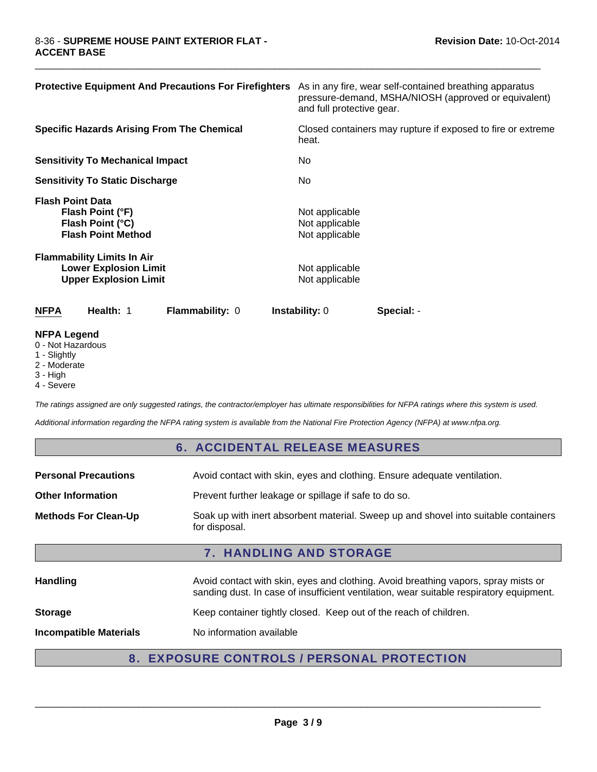| | |
|---|---|
| **Protective Equipment And Precautions For Firefighters** | As in any fire, wear self-contained breathing apparatus pressure-demand, MSHA/NIOSH (approved or equivalent) and full protective gear. |
| **Specific Hazards Arising From The Chemical** | Closed containers may rupture if exposed to fire or extreme heat. |
| **Sensitivity To Mechanical Impact** | No |
| **Sensitivity To Static Discharge** | No |

**Flash Point Data**

| | |
|---|---|
| **Flash Point (°F)** | Not applicable |
| **Flash Point (°C)** | Not applicable |
| **Flash Point Method** | Not applicable |

**Flammability Limits In Air**

| | |
|---|---|
| **Lower Explosion Limit** | Not applicable |
| **Upper Explosion Limit** | Not applicable |

| **NFPA** | **Health:** 1 | **Flammability:** 0 | **Instability:** 0 | **Special:** - |
|---|---|---|---|---|

**NFPA Legend**
0 - Not Hazardous
1 - Slightly
2 - Moderate
3 - High
4 - Severe

*The ratings assigned are only suggested ratings, the contractor/employer has ultimate responsibilities for NFPA ratings where this system is used.*

*Additional information regarding the NFPA rating system is available from the National Fire Protection Agency (NFPA) at www.nfpa.org.*

## 6. ACCIDENTAL RELEASE MEASURES

| | |
|---|---|
| **Personal Precautions** | Avoid contact with skin, eyes and clothing. Ensure adequate ventilation. |
| **Other Information** | Prevent further leakage or spillage if safe to do so. |
| **Methods For Clean-Up** | Soak up with inert absorbent material. Sweep up and shovel into suitable containers for disposal. |

## 7. HANDLING AND STORAGE

| | |
|---|---|
| **Handling** | Avoid contact with skin, eyes and clothing. Avoid breathing vapors, spray mists or sanding dust. In case of insufficient ventilation, wear suitable respiratory equipment. |
| **Storage** | Keep container tightly closed. Keep out of the reach of children. |
| **Incompatible Materials** | No information available |

## 8. EXPOSURE CONTROLS / PERSONAL PROTECTION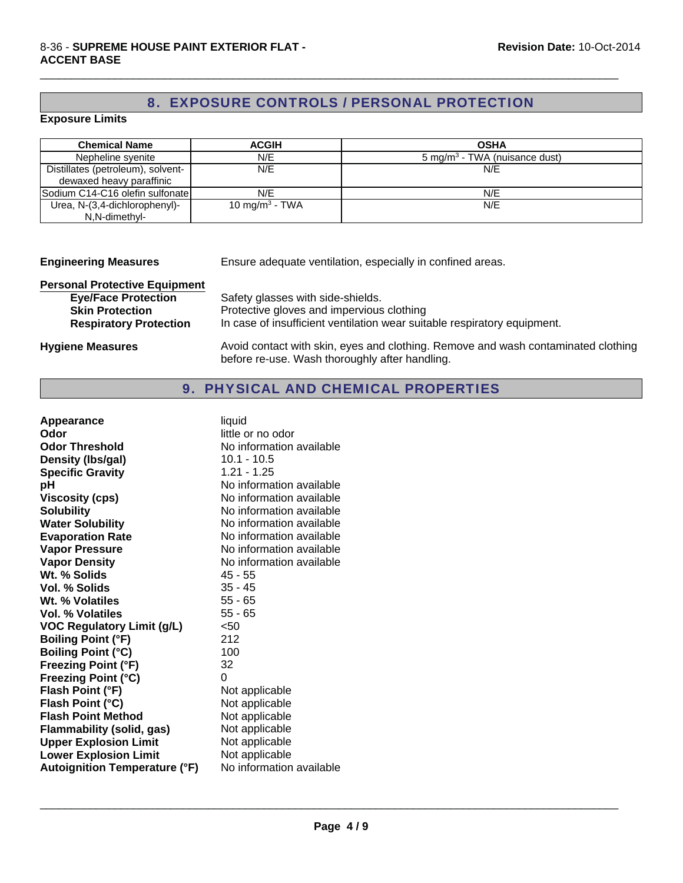## 8. EXPOSURE CONTROLS / PERSONAL PROTECTION

**Exposure Limits**

| Chemical Name | ACGIH | OSHA |
|---|---|---|
| Nepheline syenite | N/E | 5 mg/m$^3$ - TWA (nuisance dust) |
| Distillates (petroleum), solvent-dewaxed heavy paraffinic | N/E | N/E |
| Sodium C14-C16 olefin sulfonate | N/E | N/E |
| Urea, N-(3,4-dichlorophenyl)-N,N-dimethyl- | 10 mg/m$^3$ - TWA | N/E |

**Engineering Measures** Ensure adequate ventilation, especially in confined areas.

**Personal Protective Equipment**

- **Eye/Face Protection** Safety glasses with side-shields.
- **Skin Protection** Protective gloves and impervious clothing
- **Respiratory Protection** In case of insufficient ventilation wear suitable respiratory equipment.

**Hygiene Measures** Avoid contact with skin, eyes and clothing. Remove and wash contaminated clothing before re-use. Wash thoroughly after handling.

## 9. PHYSICAL AND CHEMICAL PROPERTIES

| | |
|---|---|
| **Appearance** | liquid |
| **Odor** | little or no odor |
| **Odor Threshold** | No information available |
| **Density (lbs/gal)** | 10.1 - 10.5 |
| **Specific Gravity** | 1.21 - 1.25 |
| **pH** | No information available |
| **Viscosity (cps)** | No information available |
| **Solubility** | No information available |
| **Water Solubility** | No information available |
| **Evaporation Rate** | No information available |
| **Vapor Pressure** | No information available |
| **Vapor Density** | No information available |
| **Wt. % Solids** | 45 - 55 |
| **Vol. % Solids** | 35 - 45 |
| **Wt. % Volatiles** | 55 - 65 |
| **Vol. % Volatiles** | 55 - 65 |
| **VOC Regulatory Limit (g/L)** | <50 |
| **Boiling Point (°F)** | 212 |
| **Boiling Point (°C)** | 100 |
| **Freezing Point (°F)** | 32 |
| **Freezing Point (°C)** | 0 |
| **Flash Point (°F)** | Not applicable |
| **Flash Point (°C)** | Not applicable |
| **Flash Point Method** | Not applicable |
| **Flammability (solid, gas)** | Not applicable |
| **Upper Explosion Limit** | Not applicable |
| **Lower Explosion Limit** | Not applicable |
| **Autoignition Temperature (°F)** | No information available |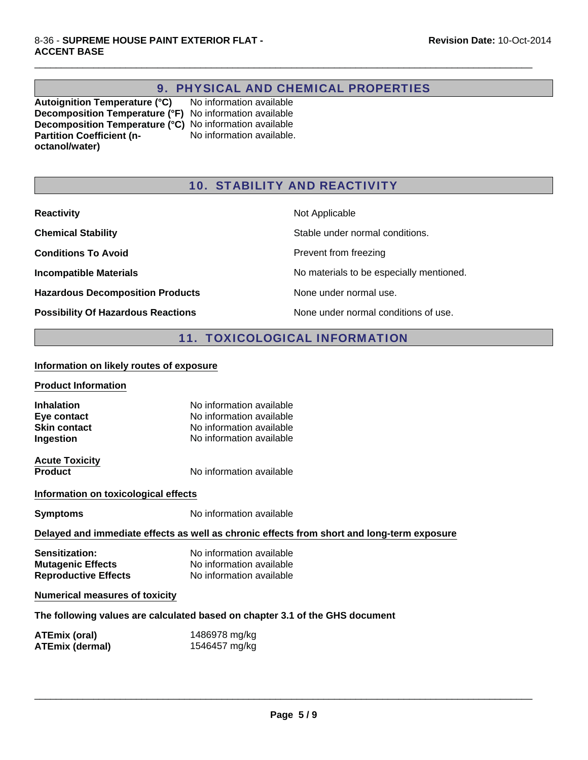## 9. PHYSICAL AND CHEMICAL PROPERTIES

| | |
|---|---|
| **Autoignition Temperature (°C)** | No information available |
| **Decomposition Temperature (°F)** | No information available |
| **Decomposition Temperature (°C)** | No information available |
| **Partition Coefficient (n-octanol/water)** | No information available. |

## 10. STABILITY AND REACTIVITY

| | |
|---|---|
| **Reactivity** | Not Applicable |
| **Chemical Stability** | Stable under normal conditions. |
| **Conditions To Avoid** | Prevent from freezing |
| **Incompatible Materials** | No materials to be especially mentioned. |
| **Hazardous Decomposition Products** | None under normal use. |
| **Possibility Of Hazardous Reactions** | None under normal conditions of use. |

## 11. TOXICOLOGICAL INFORMATION

**Information on likely routes of exposure**

**Product Information**

| | |
|---|---|
| **Inhalation** | No information available |
| **Eye contact** | No information available |
| **Skin contact** | No information available |
| **Ingestion** | No information available |

**Acute Toxicity**

| | |
|---|---|
| **Product** | No information available |

**Information on toxicological effects**

| | |
|---|---|
| **Symptoms** | No information available |

**Delayed and immediate effects as well as chronic effects from short and long-term exposure**

| | |
|---|---|
| **Sensitization:** | No information available |
| **Mutagenic Effects** | No information available |
| **Reproductive Effects** | No information available |

**Numerical measures of toxicity**

**The following values are calculated based on chapter 3.1 of the GHS document**

| | |
|---|---|
| **ATEmix (oral)** | 1486978 mg/kg |
| **ATEmix (dermal)** | 1546457 mg/kg |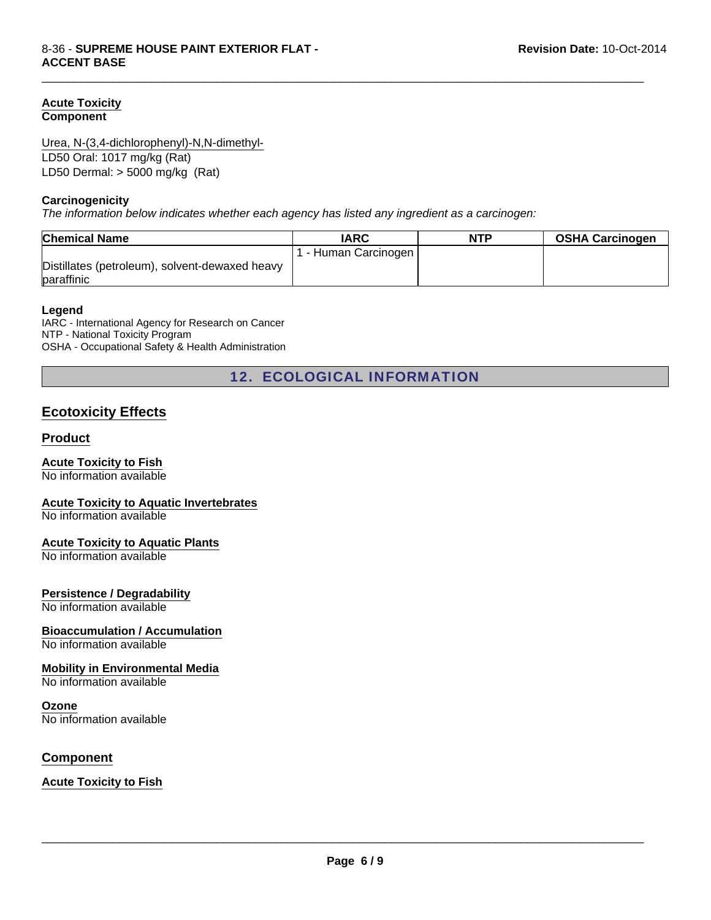### Acute Toxicity
**Component**

Urea, N-(3,4-dichlorophenyl)-N,N-dimethyl-
LD50 Oral: 1017 mg/kg (Rat)
LD50 Dermal: > 5000 mg/kg (Rat)

**Carcinogenicity**
*The information below indicates whether each agency has listed any ingredient as a carcinogen:*

| Chemical Name | IARC | NTP | OSHA Carcinogen |
|---|---|---|---|
| Distillates (petroleum), solvent-dewaxed heavy paraffinic | 1 - Human Carcinogen | | |

**Legend**
IARC - International Agency for Research on Cancer
NTP - National Toxicity Program
OSHA - Occupational Safety & Health Administration

## 12. ECOLOGICAL INFORMATION

## Ecotoxicity Effects

### Product

**Acute Toxicity to Fish**
No information available

**Acute Toxicity to Aquatic Invertebrates**
No information available

**Acute Toxicity to Aquatic Plants**
No information available

**Persistence / Degradability**
No information available

**Bioaccumulation / Accumulation**
No information available

**Mobility in Environmental Media**
No information available

**Ozone**
No information available

### Component

**Acute Toxicity to Fish**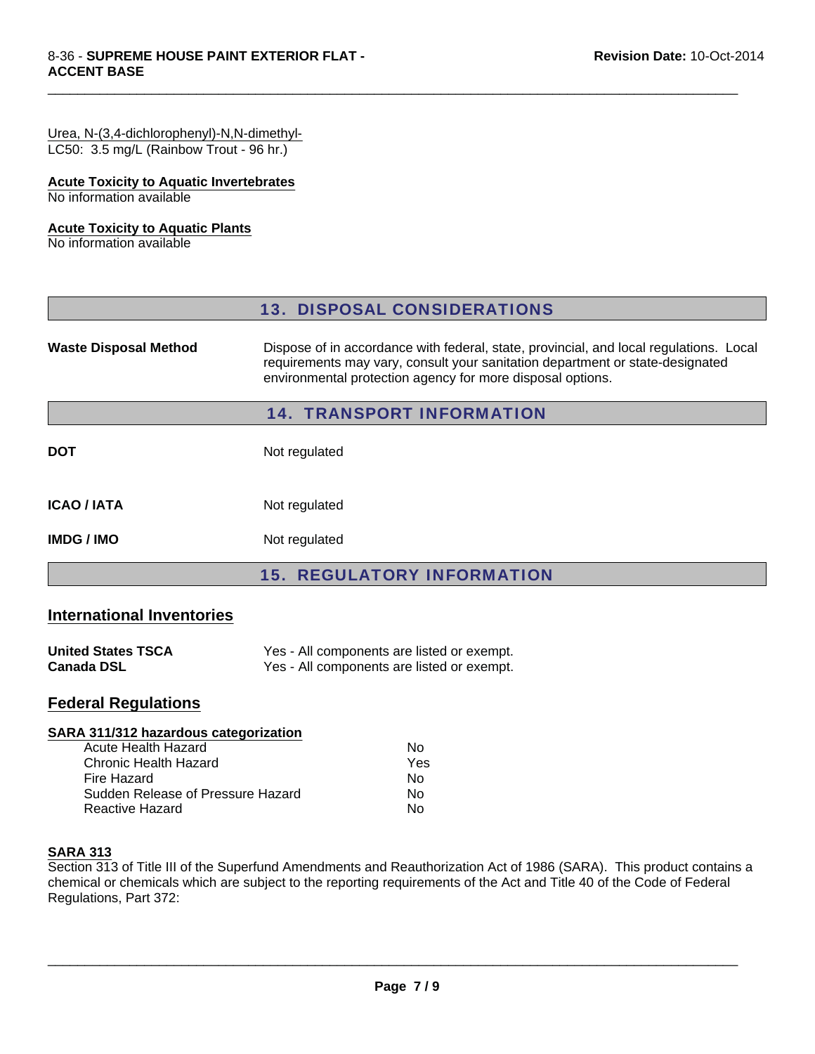Urea, N-(3,4-dichlorophenyl)-N,N-dimethyl-
LC50: 3.5 mg/L (Rainbow Trout - 96 hr.)

**Acute Toxicity to Aquatic Invertebrates**
No information available

**Acute Toxicity to Aquatic Plants**
No information available

## 13. DISPOSAL CONSIDERATIONS

| | |
|---|---|
| **Waste Disposal Method** | Dispose of in accordance with federal, state, provincial, and local regulations. Local requirements may vary, consult your sanitation department or state-designated environmental protection agency for more disposal options. |

## 14. TRANSPORT INFORMATION

| | |
|---|---|
| **DOT** | Not regulated |
| **ICAO / IATA** | Not regulated |
| **IMDG / IMO** | Not regulated |

## 15. REGULATORY INFORMATION

### International Inventories

| | |
|---|---|
| **United States TSCA** | Yes - All components are listed or exempt. |
| **Canada DSL** | Yes - All components are listed or exempt. |

### Federal Regulations

**SARA 311/312 hazardous categorization**

| | |
|---|---|
| Acute Health Hazard | No |
| Chronic Health Hazard | Yes |
| Fire Hazard | No |
| Sudden Release of Pressure Hazard | No |
| Reactive Hazard | No |

**SARA 313**
Section 313 of Title III of the Superfund Amendments and Reauthorization Act of 1986 (SARA). This product contains a chemical or chemicals which are subject to the reporting requirements of the Act and Title 40 of the Code of Federal Regulations, Part 372: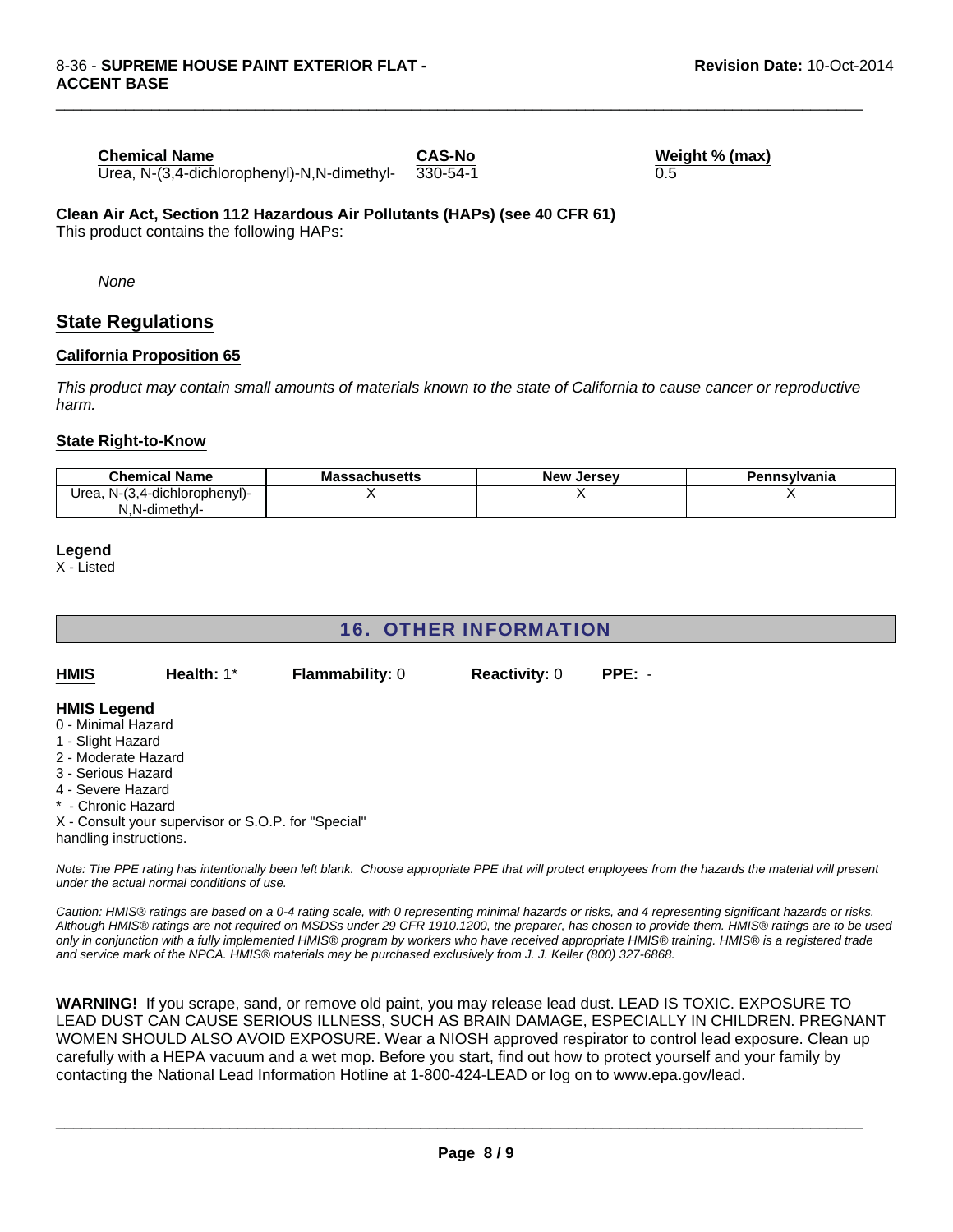| Chemical Name | CAS-No | Weight % (max) |
|---|---|---|
| Urea, N-(3,4-dichlorophenyl)-N,N-dimethyl- | 330-54-1 | 0.5 |

**Clean Air Act, Section 112 Hazardous Air Pollutants (HAPs) (see 40 CFR 61)**

This product contains the following HAPs:

*None*

## State Regulations

**California Proposition 65**

*This product may contain small amounts of materials known to the state of California to cause cancer or reproductive harm.*

**State Right-to-Know**

| Chemical Name | Massachusetts | New Jersey | Pennsylvania |
|---|---|---|---|
| Urea, N-(3,4-dichlorophenyl)-N,N-dimethyl- | X | X | X |

**Legend**

X - Listed

## 16. OTHER INFORMATION

**HMIS** **Health:** 1* **Flammability:** 0 **Reactivity:** 0 **PPE:** -

**HMIS Legend**

0 - Minimal Hazard
1 - Slight Hazard
2 - Moderate Hazard
3 - Serious Hazard
4 - Severe Hazard
* - Chronic Hazard
X - Consult your supervisor or S.O.P. for "Special" handling instructions.

*Note: The PPE rating has intentionally been left blank. Choose appropriate PPE that will protect employees from the hazards the material will present under the actual normal conditions of use.*

*Caution: HMIS® ratings are based on a 0-4 rating scale, with 0 representing minimal hazards or risks, and 4 representing significant hazards or risks. Although HMIS® ratings are not required on MSDSs under 29 CFR 1910.1200, the preparer, has chosen to provide them. HMIS® ratings are to be used only in conjunction with a fully implemented HMIS® program by workers who have received appropriate HMIS® training. HMIS® is a registered trade and service mark of the NPCA. HMIS® materials may be purchased exclusively from J. J. Keller (800) 327-6868.*

**WARNING!** If you scrape, sand, or remove old paint, you may release lead dust. LEAD IS TOXIC. EXPOSURE TO LEAD DUST CAN CAUSE SERIOUS ILLNESS, SUCH AS BRAIN DAMAGE, ESPECIALLY IN CHILDREN. PREGNANT WOMEN SHOULD ALSO AVOID EXPOSURE. Wear a NIOSH approved respirator to control lead exposure. Clean up carefully with a HEPA vacuum and a wet mop. Before you start, find out how to protect yourself and your family by contacting the National Lead Information Hotline at 1-800-424-LEAD or log on to www.epa.gov/lead.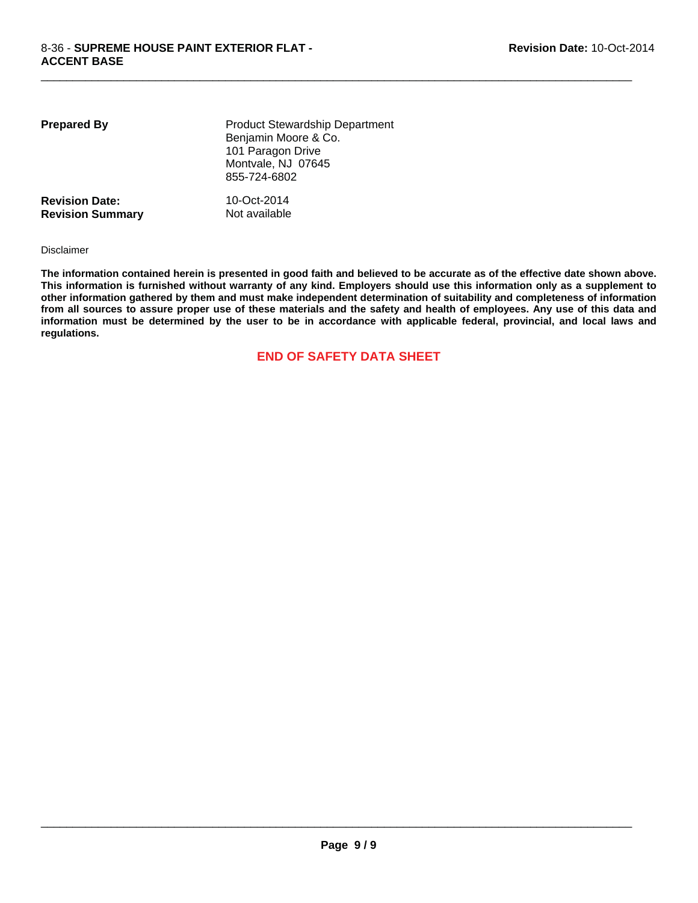| | |
|---|---|
| **Prepared By** | Product Stewardship Department<br>Benjamin Moore & Co.<br>101 Paragon Drive<br>Montvale, NJ 07645<br>855-724-6802 |
| **Revision Date:** | 10-Oct-2014 |
| **Revision Summary** | Not available |

Disclaimer

**The information contained herein is presented in good faith and believed to be accurate as of the effective date shown above. This information is furnished without warranty of any kind. Employers should use this information only as a supplement to other information gathered by them and must make independent determination of suitability and completeness of information from all sources to assure proper use of these materials and the safety and health of employees. Any use of this data and information must be determined by the user to be in accordance with applicable federal, provincial, and local laws and regulations.**

**END OF SAFETY DATA SHEET**